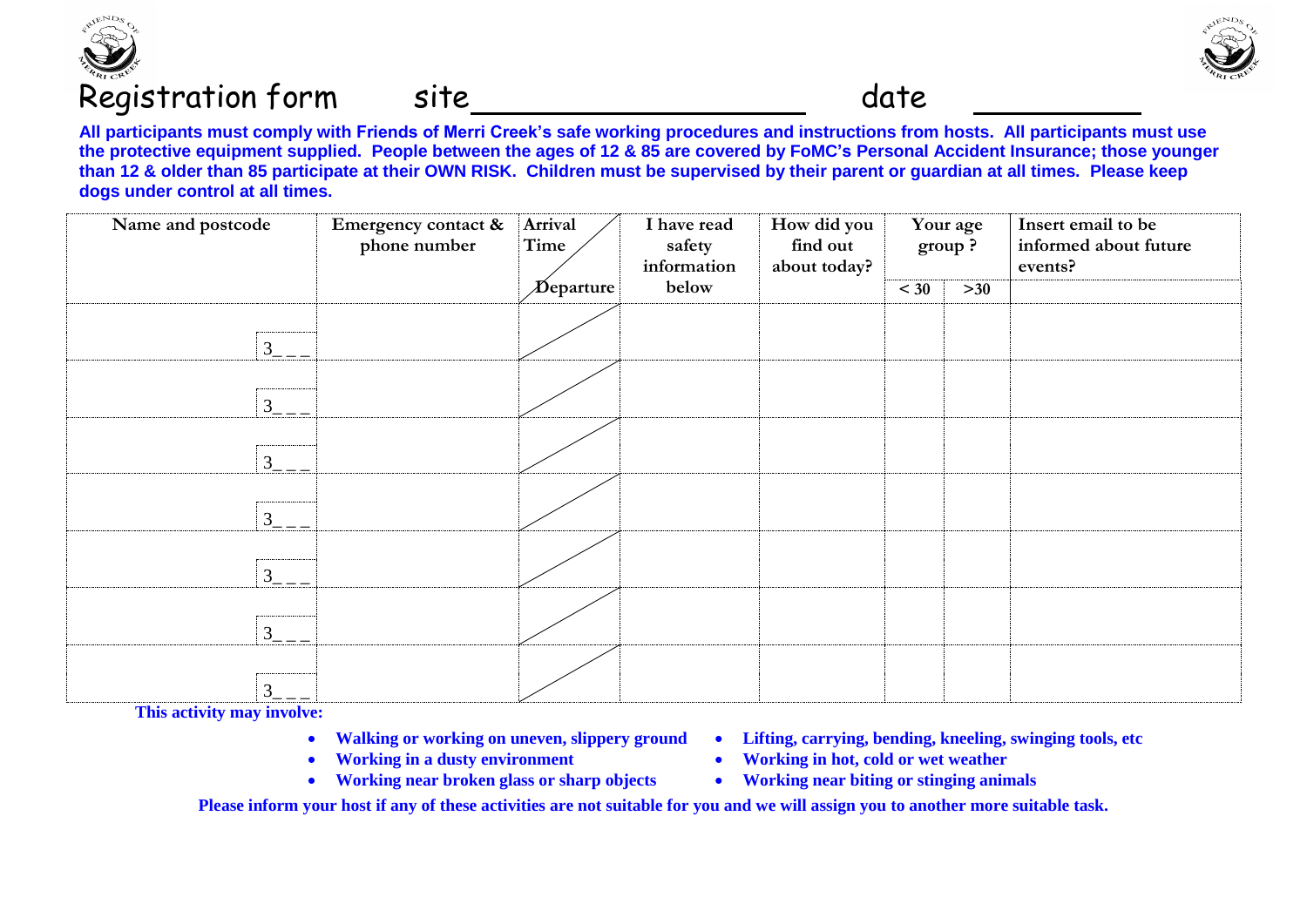# Registration form site\_\_\_\_\_\_\_\_\_\_\_\_\_\_\_\_\_\_\_\_ date \_\_\_\_\_\_\_\_\_\_

**All participants must comply with Friends of Merri Creek's safe working procedures and instructions from hosts. All participants must use the protective equipment supplied. People between the ages of 12 & 85 are covered by FoMC's Personal Accident Insurance; those younger than 12 & older than 85 participate at their OWN RISK. Children must be supervised by their parent or guardian at all times. Please keep dogs under control at all times.**

| Name and postcode | Emergency contact & phone number | Arrival Time / Departure | I have read safety information below | How did you find out about today? | Your age group ? | | Insert email to be informed about future events? |
|---|---|---|---|---|---|---|---|
| | | | | | < 30 | >30 | |
| 3_ _ _ | | | | | | | |
| 3_ _ _ | | | | | | | |
| 3_ _ _ | | | | | | | |
| 3_ _ _ | | | | | | | |
| 3_ _ _ | | | | | | | |
| 3_ _ _ | | | | | | | |
| 3_ _ _ | | | | | | | |

**This activity may involve:**

- **Walking or working on uneven, slippery ground**
- **Working in a dusty environment**
- **Working near broken glass or sharp objects**
- **Lifting, carrying, bending, kneeling, swinging tools, etc**
- **Working in hot, cold or wet weather**
- **Working near biting or stinging animals**

**Please inform your host if any of these activities are not suitable for you and we will assign you to another more suitable task.**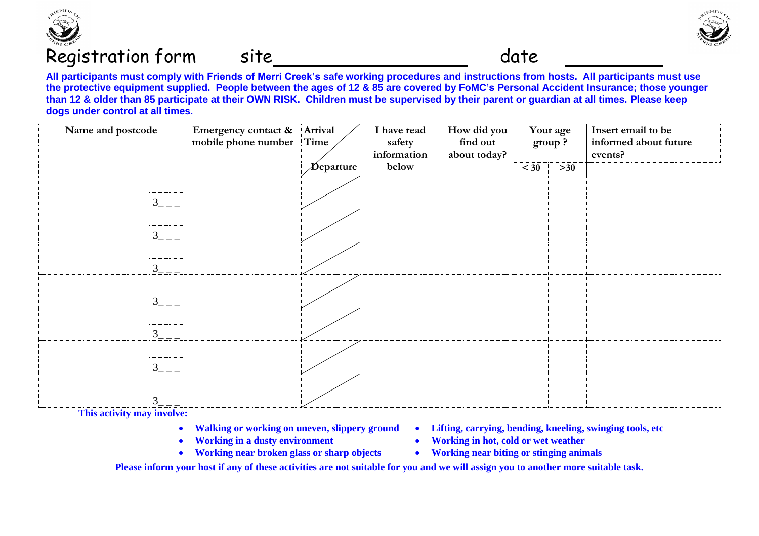# Registration form site ____________________ date __________

**All participants must comply with Friends of Merri Creek's safe working procedures and instructions from hosts. All participants must use the protective equipment supplied. People between the ages of 12 & 85 are covered by FoMC's Personal Accident Insurance; those younger than 12 & older than 85 participate at their OWN RISK. Children must be supervised by their parent or guardian at all times. Please keep dogs under control at all times.**

| Name and postcode | Emergency contact & mobile phone number | Arrival Time / Departure | I have read safety information below | How did you find out about today? | Your age group ? | | Insert email to be informed about future events? |
|---|---|---|---|---|---|---|---|
| | | | | | < 30 | >30 | |
| 3_ _ _ | | | | | | | |
| 3_ _ _ | | | | | | | |
| 3_ _ _ | | | | | | | |
| 3_ _ _ | | | | | | | |
| 3_ _ _ | | | | | | | |
| 3_ _ _ | | | | | | | |
| 3_ _ _ | | | | | | | |

**This activity may involve:**

- **Walking or working on uneven, slippery ground**
- **Working in a dusty environment**
- **Working near broken glass or sharp objects**
- **Lifting, carrying, bending, kneeling, swinging tools, etc**
- **Working in hot, cold or wet weather**
- **Working near biting or stinging animals**

**Please inform your host if any of these activities are not suitable for you and we will assign you to another more suitable task.**